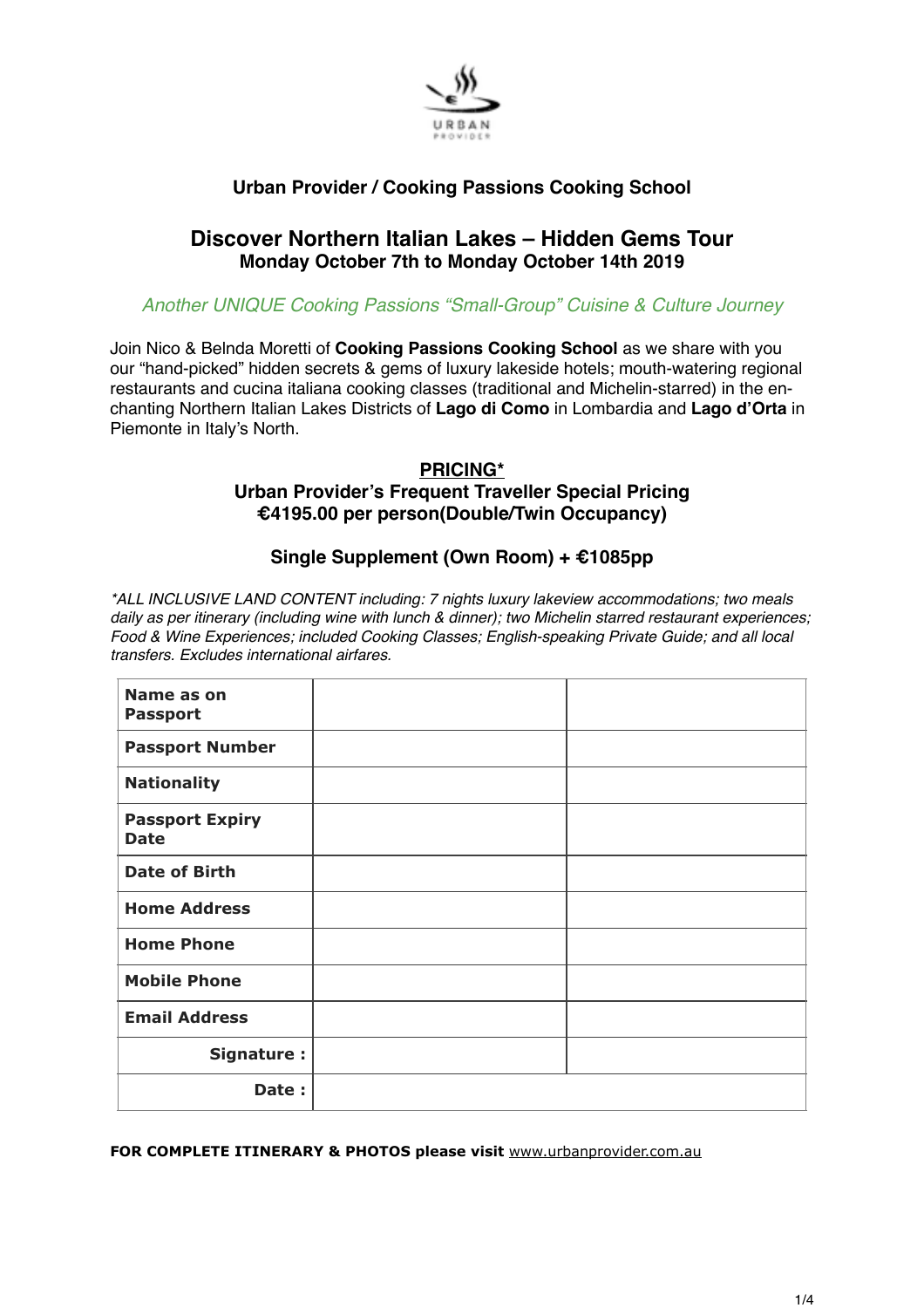## Urban Provider / Cooking Passions Cooking School

# Discover Northern Italian Lakes – Hidden Gems Tour

### Monday October 7th to Monday October 14th 2019

*Another UNIQUE Cooking Passions "Small-Group" Cuisine & Culture Journey*

Join Nico & Belnda Moretti of **Cooking Passions Cooking School** as we share with you our "hand-picked" hidden secrets & gems of luxury lakeside hotels; mouth-watering regional restaurants and cucina italiana cooking classes (traditional and Michelin-starred) in the enchanting Northern Italian Lakes Districts of **Lago di Como** in Lombardia and **Lago d'Orta** in Piemonte in Italy's North.

**PRICING***

**Urban Provider's Frequent Traveller Special Pricing**
**€4195.00 per person(Double/Twin Occupancy)**

**Single Supplement (Own Room) + €1085pp**

*\*ALL INCLUSIVE LAND CONTENT including: 7 nights luxury lakeview accommodations; two meals daily as per itinerary (including wine with lunch & dinner); two Michelin starred restaurant experiences; Food & Wine Experiences; included Cooking Classes; English-speaking Private Guide; and all local transfers. Excludes international airfares.*

| | | |
|---|---|---|
| **Name as on Passport** | | |
| **Passport Number** | | |
| **Nationality** | | |
| **Passport Expiry Date** | | |
| **Date of Birth** | | |
| **Home Address** | | |
| **Home Phone** | | |
| **Mobile Phone** | | |
| **Email Address** | | |
| **Signature :** | | |
| **Date :** | | |

**FOR COMPLETE ITINERARY & PHOTOS please visit** www.urbanprovider.com.au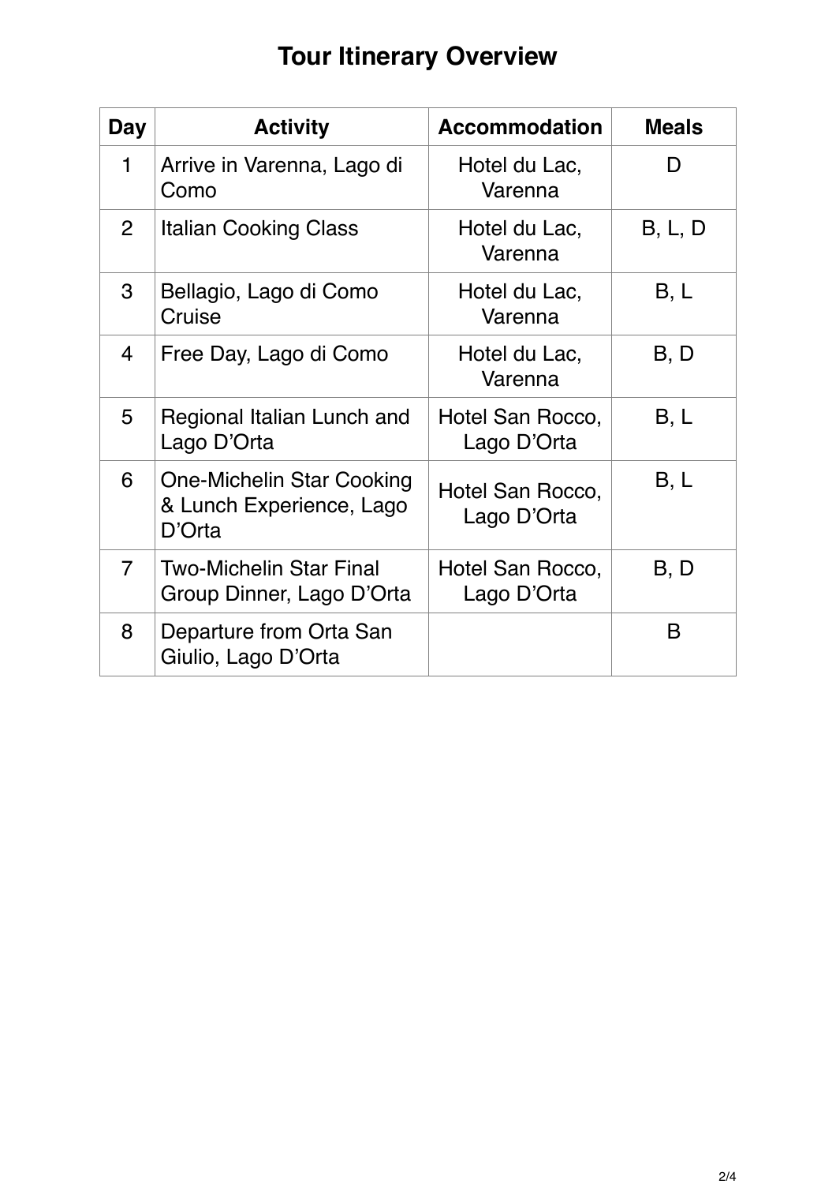# Tour Itinerary Overview

| Day | Activity | Accommodation | Meals |
|---|---|---|---|
| 1 | Arrive in Varenna, Lago di Como | Hotel du Lac, Varenna | D |
| 2 | Italian Cooking Class | Hotel du Lac, Varenna | B, L, D |
| 3 | Bellagio, Lago di Como Cruise | Hotel du Lac, Varenna | B, L |
| 4 | Free Day, Lago di Como | Hotel du Lac, Varenna | B, D |
| 5 | Regional Italian Lunch and Lago D'Orta | Hotel San Rocco, Lago D'Orta | B, L |
| 6 | One-Michelin Star Cooking & Lunch Experience, Lago D'Orta | Hotel San Rocco, Lago D'Orta | B, L |
| 7 | Two-Michelin Star Final Group Dinner, Lago D'Orta | Hotel San Rocco, Lago D'Orta | B, D |
| 8 | Departure from Orta San Giulio, Lago D'Orta | | B |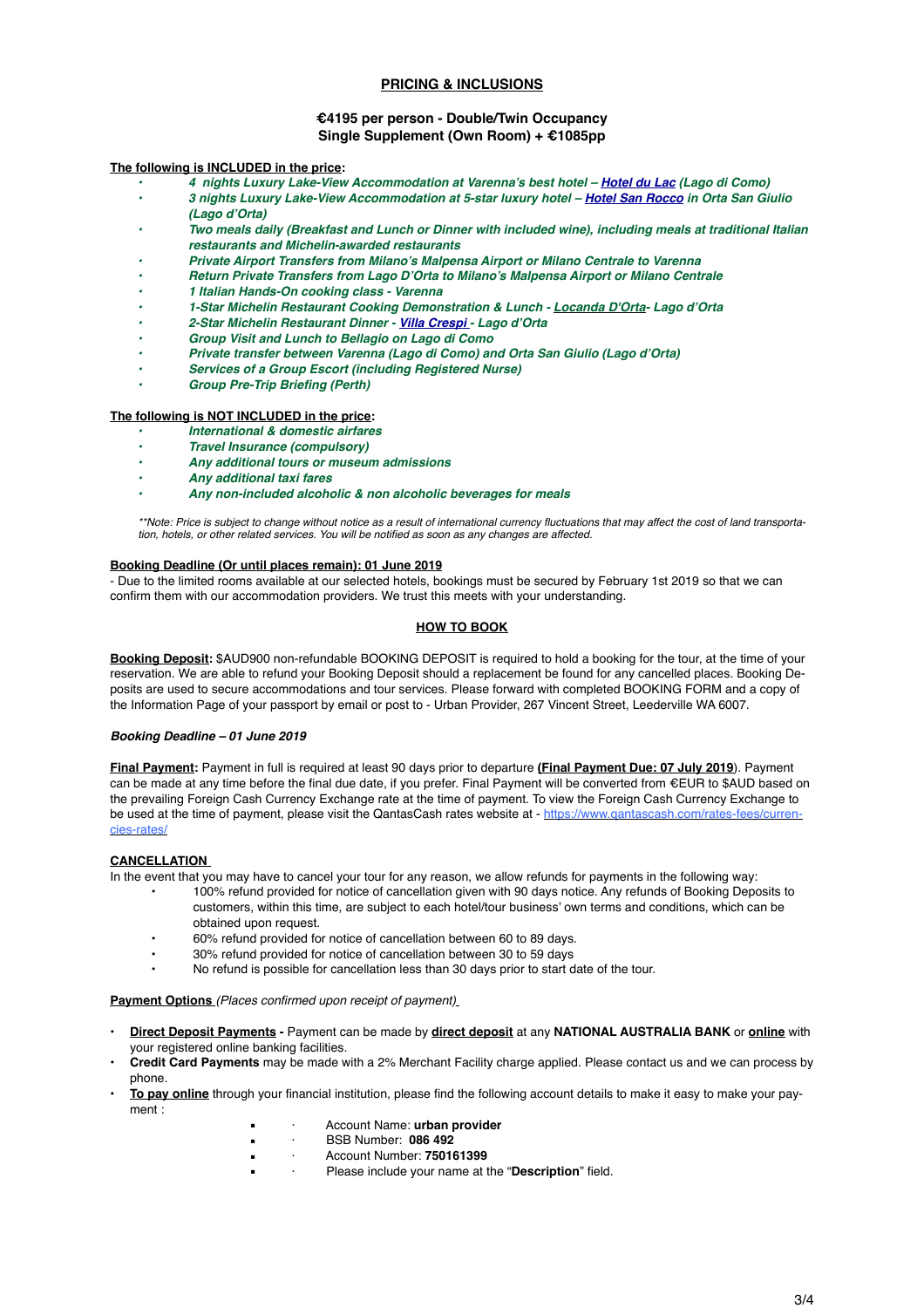## PRICING & INCLUSIONS

**€4195 per person - Double/Twin Occupancy**
**Single Supplement (Own Room) + €1085pp**

**The following is INCLUDED in the price:**

- ***4 nights Luxury Lake-View Accommodation at Varenna's best hotel – Hotel du Lac (Lago di Como)***
- ***3 nights Luxury Lake-View Accommodation at 5-star luxury hotel – Hotel San Rocco in Orta San Giulio (Lago d'Orta)***
- ***Two meals daily (Breakfast and Lunch or Dinner with included wine), including meals at traditional Italian restaurants and Michelin-awarded restaurants***
- ***Private Airport Transfers from Milano's Malpensa Airport or Milano Centrale to Varenna***
- ***Return Private Transfers from Lago D'Orta to Milano's Malpensa Airport or Milano Centrale***
- ***1 Italian Hands-On cooking class - Varenna***
- ***1-Star Michelin Restaurant Cooking Demonstration & Lunch - Locanda D'Orta- Lago d'Orta***
- ***2-Star Michelin Restaurant Dinner - Villa Crespi - Lago d'Orta***
- ***Group Visit and Lunch to Bellagio on Lago di Como***
- ***Private transfer between Varenna (Lago di Como) and Orta San Giulio (Lago d'Orta)***
- ***Services of a Group Escort (including Registered Nurse)***
- ***Group Pre-Trip Briefing (Perth)***

**The following is NOT INCLUDED in the price:**

- ***International & domestic airfares***
- ***Travel Insurance (compulsory)***
- ***Any additional tours or museum admissions***
- ***Any additional taxi fares***
- ***Any non-included alcoholic & non alcoholic beverages for meals***

*\*\*Note: Price is subject to change without notice as a result of international currency fluctuations that may affect the cost of land transportation, hotels, or other related services. You will be notified as soon as any changes are affected.*

**Booking Deadline (Or until places remain): 01 June 2019**

- Due to the limited rooms available at our selected hotels, bookings must be secured by February 1st 2019 so that we can confirm them with our accommodation providers. We trust this meets with your understanding.

## HOW TO BOOK

**Booking Deposit:** $AUD900 non-refundable BOOKING DEPOSIT is required to hold a booking for the tour, at the time of your reservation. We are able to refund your Booking Deposit should a replacement be found for any cancelled places. Booking Deposits are used to secure accommodations and tour services. Please forward with completed BOOKING FORM and a copy of the Information Page of your passport by email or post to - Urban Provider, 267 Vincent Street, Leederville WA 6007.

***Booking Deadline – 01 June 2019***

**Final Payment:** Payment in full is required at least 90 days prior to departure **(Final Payment Due: 07 July 2019)**. Payment can be made at any time before the final due date, if you prefer. Final Payment will be converted from €EUR to $AUD based on the prevailing Foreign Cash Currency Exchange rate at the time of payment. To view the Foreign Cash Currency Exchange to be used at the time of payment, please visit the QantasCash rates website at - https://www.qantascash.com/rates-fees/currencies-rates/

**CANCELLATION**

In the event that you may have to cancel your tour for any reason, we allow refunds for payments in the following way:

- 100% refund provided for notice of cancellation given with 90 days notice. Any refunds of Booking Deposits to customers, within this time, are subject to each hotel/tour business' own terms and conditions, which can be obtained upon request.
- 60% refund provided for notice of cancellation between 60 to 89 days.
- 30% refund provided for notice of cancellation between 30 to 59 days
- No refund is possible for cancellation less than 30 days prior to start date of the tour.

**Payment Options** *(Places confirmed upon receipt of payment)*

- **Direct Deposit Payments -** Payment can be made by **direct deposit** at any **NATIONAL AUSTRALIA BANK** or **online** with your registered online banking facilities.
- **Credit Card Payments** may be made with a 2% Merchant Facility charge applied. Please contact us and we can process by phone.
- **To pay online** through your financial institution, please find the following account details to make it easy to make your payment :
  - Account Name: **urban provider**
  - BSB Number: **086 492**
  - Account Number: **750161399**
  - Please include your name at the "**Description**" field.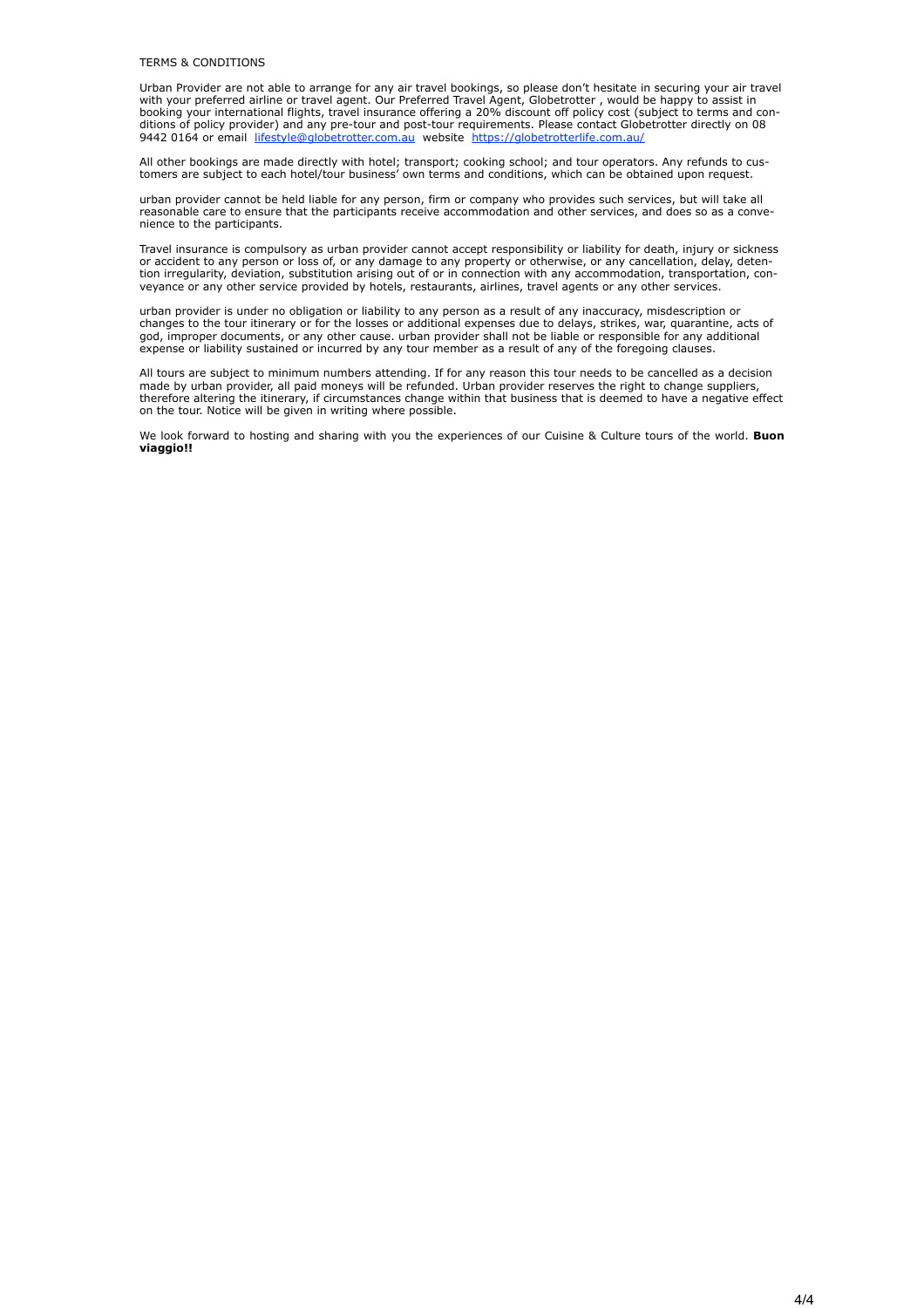TERMS & CONDITIONS

Urban Provider are not able to arrange for any air travel bookings, so please don't hesitate in securing your air travel with your preferred airline or travel agent. Our Preferred Travel Agent, Globetrotter , would be happy to assist in booking your international flights, travel insurance offering a 20% discount off policy cost (subject to terms and conditions of policy provider) and any pre-tour and post-tour requirements. Please contact Globetrotter directly on 08 9442 0164 or email [lifestyle@globetrotter.com.au](mailto:lifestyle@globetrotter.com.au) website [https://globetrotterlife.com.au/](https://globetrotterlife.com.au/)

All other bookings are made directly with hotel; transport; cooking school; and tour operators. Any refunds to customers are subject to each hotel/tour business' own terms and conditions, which can be obtained upon request.

urban provider cannot be held liable for any person, firm or company who provides such services, but will take all reasonable care to ensure that the participants receive accommodation and other services, and does so as a convenience to the participants.

Travel insurance is compulsory as urban provider cannot accept responsibility or liability for death, injury or sickness or accident to any person or loss of, or any damage to any property or otherwise, or any cancellation, delay, detention irregularity, deviation, substitution arising out of or in connection with any accommodation, transportation, conveyance or any other service provided by hotels, restaurants, airlines, travel agents or any other services.

urban provider is under no obligation or liability to any person as a result of any inaccuracy, misdescription or changes to the tour itinerary or for the losses or additional expenses due to delays, strikes, war, quarantine, acts of god, improper documents, or any other cause. urban provider shall not be liable or responsible for any additional expense or liability sustained or incurred by any tour member as a result of any of the foregoing clauses.

All tours are subject to minimum numbers attending. If for any reason this tour needs to be cancelled as a decision made by urban provider, all paid moneys will be refunded. Urban provider reserves the right to change suppliers, therefore altering the itinerary, if circumstances change within that business that is deemed to have a negative effect on the tour. Notice will be given in writing where possible.

We look forward to hosting and sharing with you the experiences of our Cuisine & Culture tours of the world. **Buon viaggio!!**